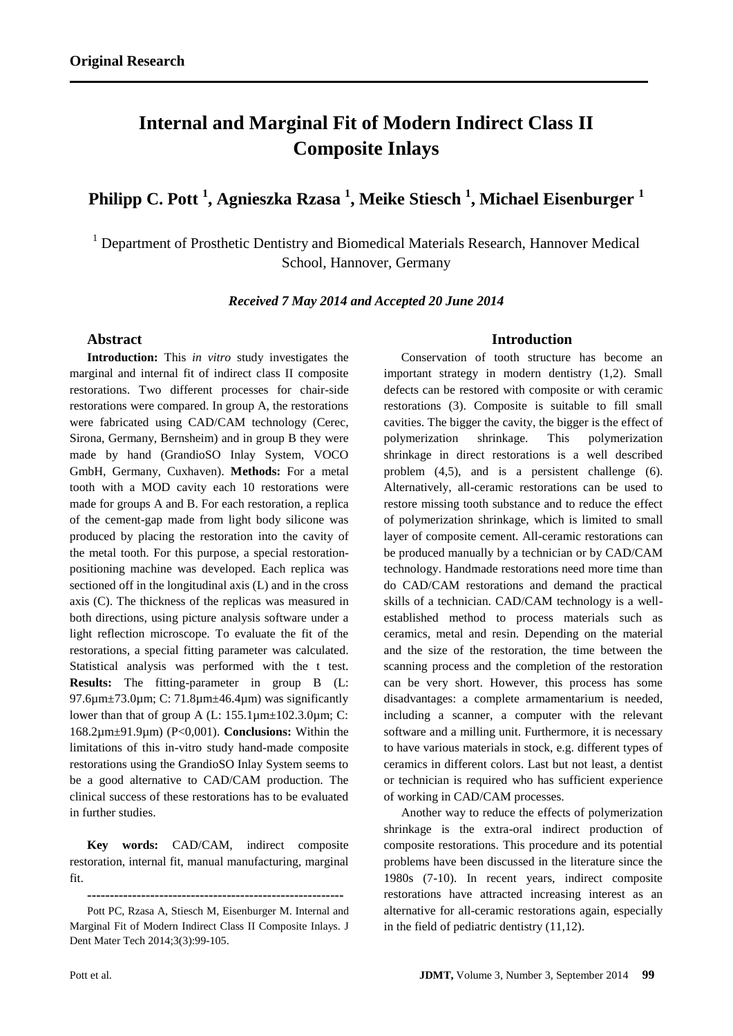**Original Research**

# Internal and Marginal Fit of Modern Indirect Class II Composite Inlays

**Philipp C. Pott [1], Agnieszka Rzasa [1], Meike Stiesch [1], Michael Eisenburger [1]**

[1] Department of Prosthetic Dentistry and Biomedical Materials Research, Hannover Medical School, Hannover, Germany

***Received 7 May 2014 and Accepted 20 June 2014***

## Abstract

**Introduction:** This *in vitro* study investigates the marginal and internal fit of indirect class II composite restorations. Two different processes for chair-side restorations were compared. In group A, the restorations were fabricated using CAD/CAM technology (Cerec, Sirona, Germany, Bernsheim) and in group B they were made by hand (GrandioSO Inlay System, VOCO GmbH, Germany, Cuxhaven). **Methods:** For a metal tooth with a MOD cavity each 10 restorations were made for groups A and B. For each restoration, a replica of the cement-gap made from light body silicone was produced by placing the restoration into the cavity of the metal tooth. For this purpose, a special restoration-positioning machine was developed. Each replica was sectioned off in the longitudinal axis (L) and in the cross axis (C). The thickness of the replicas was measured in both directions, using picture analysis software under a light reflection microscope. To evaluate the fit of the restorations, a special fitting parameter was calculated. Statistical analysis was performed with the t test. **Results:** The fitting-parameter in group B (L: 97.6µm±73.0µm; C: 71.8µm±46.4µm) was significantly lower than that of group A (L: 155.1µm±102.3.0µm; C: 168.2µm±91.9µm) (P<0,001). **Conclusions:** Within the limitations of this in-vitro study hand-made composite restorations using the GrandioSO Inlay System seems to be a good alternative to CAD/CAM production. The clinical success of these restorations has to be evaluated in further studies.

**Key words:** CAD/CAM, indirect composite restoration, internal fit, manual manufacturing, marginal fit.

---

Pott PC, Rzasa A, Stiesch M, Eisenburger M. Internal and Marginal Fit of Modern Indirect Class II Composite Inlays. J Dent Mater Tech 2014;3(3):99-105.

## Introduction

Conservation of tooth structure has become an important strategy in modern dentistry (1,2). Small defects can be restored with composite or with ceramic restorations (3). Composite is suitable to fill small cavities. The bigger the cavity, the bigger is the effect of polymerization shrinkage. This polymerization shrinkage in direct restorations is a well described problem (4,5), and is a persistent challenge (6). Alternatively, all-ceramic restorations can be used to restore missing tooth substance and to reduce the effect of polymerization shrinkage, which is limited to small layer of composite cement. All-ceramic restorations can be produced manually by a technician or by CAD/CAM technology. Handmade restorations need more time than do CAD/CAM restorations and demand the practical skills of a technician. CAD/CAM technology is a well-established method to process materials such as ceramics, metal and resin. Depending on the material and the size of the restoration, the time between the scanning process and the completion of the restoration can be very short. However, this process has some disadvantages: a complete armamentarium is needed, including a scanner, a computer with the relevant software and a milling unit. Furthermore, it is necessary to have various materials in stock, e.g. different types of ceramics in different colors. Last but not least, a dentist or technician is required who has sufficient experience of working in CAD/CAM processes.

Another way to reduce the effects of polymerization shrinkage is the extra-oral indirect production of composite restorations. This procedure and its potential problems have been discussed in the literature since the 1980s (7-10). In recent years, indirect composite restorations have attracted increasing interest as an alternative for all-ceramic restorations again, especially in the field of pediatric dentistry (11,12).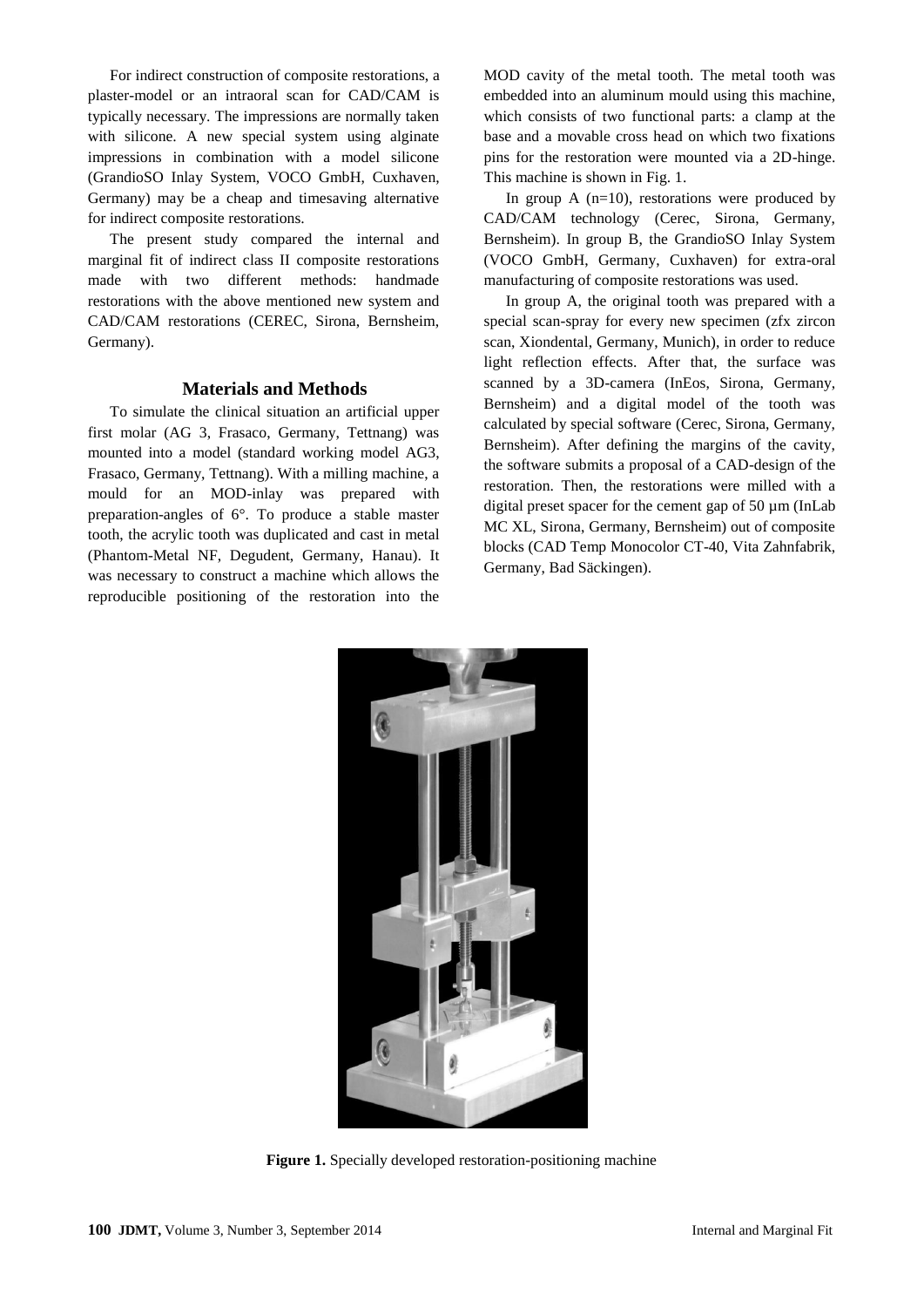For indirect construction of composite restorations, a plaster-model or an intraoral scan for CAD/CAM is typically necessary. The impressions are normally taken with silicone. A new special system using alginate impressions in combination with a model silicone (GrandioSO Inlay System, VOCO GmbH, Cuxhaven, Germany) may be a cheap and timesaving alternative for indirect composite restorations.

The present study compared the internal and marginal fit of indirect class II composite restorations made with two different methods: handmade restorations with the above mentioned new system and CAD/CAM restorations (CEREC, Sirona, Bernsheim, Germany).

## Materials and Methods

To simulate the clinical situation an artificial upper first molar (AG 3, Frasaco, Germany, Tettnang) was mounted into a model (standard working model AG3, Frasaco, Germany, Tettnang). With a milling machine, a mould for an MOD-inlay was prepared with preparation-angles of 6°. To produce a stable master tooth, the acrylic tooth was duplicated and cast in metal (Phantom-Metal NF, Degudent, Germany, Hanau). It was necessary to construct a machine which allows the reproducible positioning of the restoration into the MOD cavity of the metal tooth. The metal tooth was embedded into an aluminum mould using this machine, which consists of two functional parts: a clamp at the base and a movable cross head on which two fixations pins for the restoration were mounted via a 2D-hinge. This machine is shown in Fig. 1.

In group A (n=10), restorations were produced by CAD/CAM technology (Cerec, Sirona, Germany, Bernsheim). In group B, the GrandioSO Inlay System (VOCO GmbH, Germany, Cuxhaven) for extra-oral manufacturing of composite restorations was used.

In group A, the original tooth was prepared with a special scan-spray for every new specimen (zfx zircon scan, Xiondental, Germany, Munich), in order to reduce light reflection effects. After that, the surface was scanned by a 3D-camera (InEos, Sirona, Germany, Bernsheim) and a digital model of the tooth was calculated by special software (Cerec, Sirona, Germany, Bernsheim). After defining the margins of the cavity, the software submits a proposal of a CAD-design of the restoration. Then, the restorations were milled with a digital preset spacer for the cement gap of 50 µm (InLab MC XL, Sirona, Germany, Bernsheim) out of composite blocks (CAD Temp Monocolor CT-40, Vita Zahnfabrik, Germany, Bad Säckingen).

**Figure 1.** Specially developed restoration-positioning machine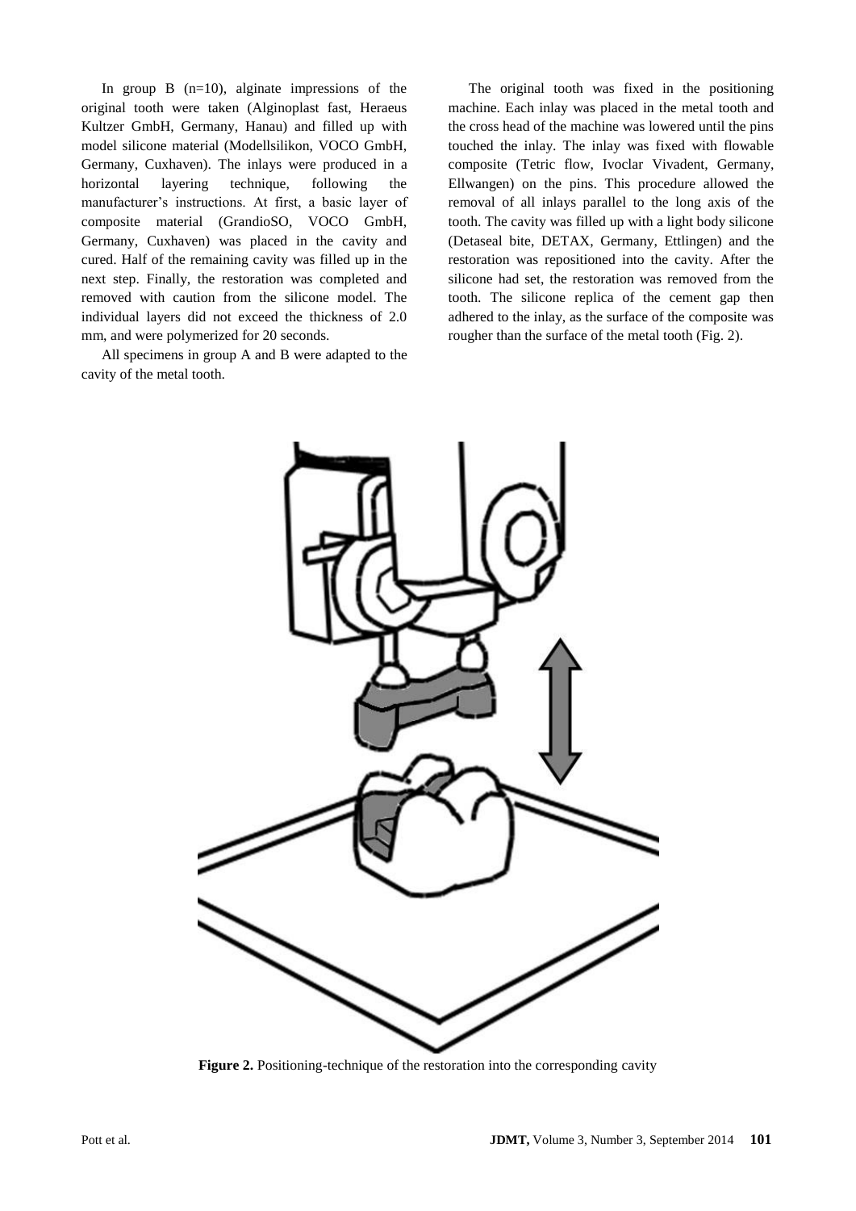In group B (n=10), alginate impressions of the original tooth were taken (Alginoplast fast, Heraeus Kultzer GmbH, Germany, Hanau) and filled up with model silicone material (Modellsilikon, VOCO GmbH, Germany, Cuxhaven). The inlays were produced in a horizontal layering technique, following the manufacturer's instructions. At first, a basic layer of composite material (GrandioSO, VOCO GmbH, Germany, Cuxhaven) was placed in the cavity and cured. Half of the remaining cavity was filled up in the next step. Finally, the restoration was completed and removed with caution from the silicone model. The individual layers did not exceed the thickness of 2.0 mm, and were polymerized for 20 seconds.

All specimens in group A and B were adapted to the cavity of the metal tooth.

The original tooth was fixed in the positioning machine. Each inlay was placed in the metal tooth and the cross head of the machine was lowered until the pins touched the inlay. The inlay was fixed with flowable composite (Tetric flow, Ivoclar Vivadent, Germany, Ellwangen) on the pins. This procedure allowed the removal of all inlays parallel to the long axis of the tooth. The cavity was filled up with a light body silicone (Detaseal bite, DETAX, Germany, Ettlingen) and the restoration was repositioned into the cavity. After the silicone had set, the restoration was removed from the tooth. The silicone replica of the cement gap then adhered to the inlay, as the surface of the composite was rougher than the surface of the metal tooth (Fig. 2).

**Figure 2.** Positioning-technique of the restoration into the corresponding cavity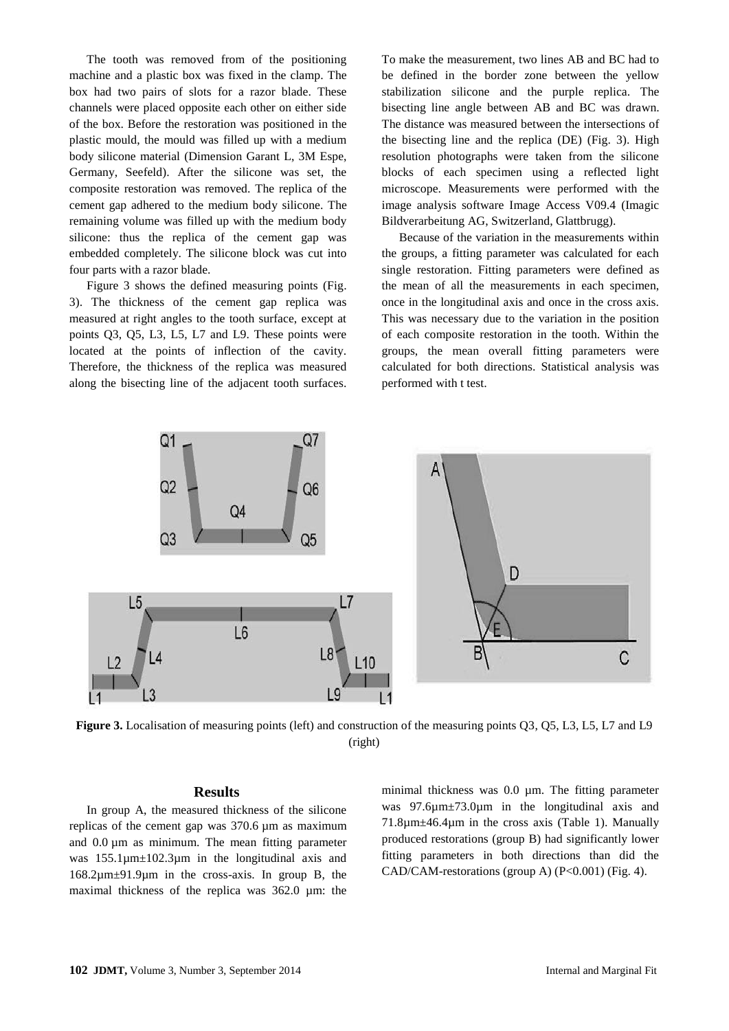The tooth was removed from of the positioning machine and a plastic box was fixed in the clamp. The box had two pairs of slots for a razor blade. These channels were placed opposite each other on either side of the box. Before the restoration was positioned in the plastic mould, the mould was filled up with a medium body silicone material (Dimension Garant L, 3M Espe, Germany, Seefeld). After the silicone was set, the composite restoration was removed. The replica of the cement gap adhered to the medium body silicone. The remaining volume was filled up with the medium body silicone: thus the replica of the cement gap was embedded completely. The silicone block was cut into four parts with a razor blade.

Figure 3 shows the defined measuring points (Fig. 3). The thickness of the cement gap replica was measured at right angles to the tooth surface, except at points Q3, Q5, L3, L5, L7 and L9. These points were located at the points of inflection of the cavity. Therefore, the thickness of the replica was measured along the bisecting line of the adjacent tooth surfaces. To make the measurement, two lines AB and BC had to be defined in the border zone between the yellow stabilization silicone and the purple replica. The bisecting line angle between AB and BC was drawn. The distance was measured between the intersections of the bisecting line and the replica (DE) (Fig. 3). High resolution photographs were taken from the silicone blocks of each specimen using a reflected light microscope. Measurements were performed with the image analysis software Image Access V09.4 (Imagic Bildverarbeitung AG, Switzerland, Glattbrugg).

Because of the variation in the measurements within the groups, a fitting parameter was calculated for each single restoration. Fitting parameters were defined as the mean of all the measurements in each specimen, once in the longitudinal axis and once in the cross axis. This was necessary due to the variation in the position of each composite restoration in the tooth. Within the groups, the mean overall fitting parameters were calculated for both directions. Statistical analysis was performed with t test.

**Figure 3.** Localisation of measuring points (left) and construction of the measuring points Q3, Q5, L3, L5, L7 and L9 (right)

## Results

In group A, the measured thickness of the silicone replicas of the cement gap was 370.6 µm as maximum and 0.0 µm as minimum. The mean fitting parameter was 155.1µm±102.3µm in the longitudinal axis and 168.2µm±91.9µm in the cross-axis. In group B, the maximal thickness of the replica was 362.0 µm: the minimal thickness was 0.0 µm. The fitting parameter was 97.6µm±73.0µm in the longitudinal axis and 71.8µm±46.4µm in the cross axis (Table 1). Manually produced restorations (group B) had significantly lower fitting parameters in both directions than did the CAD/CAM-restorations (group A) ($P<0.001$) (Fig. 4).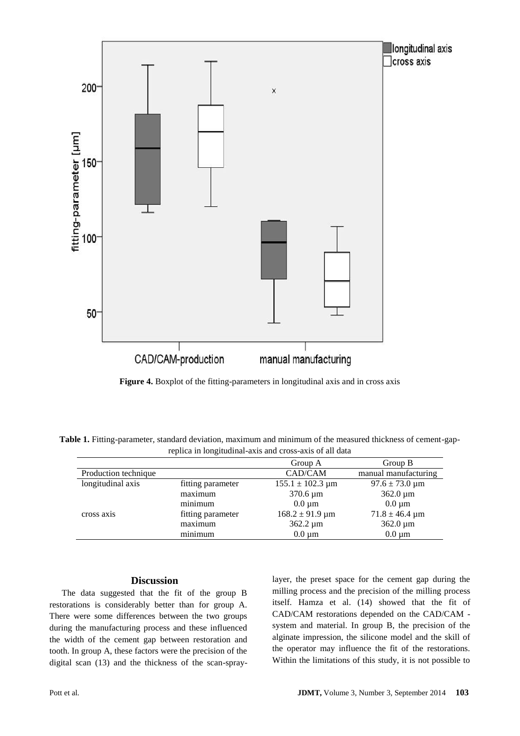**Figure 4.** Boxplot of the fitting-parameters in longitudinal axis and in cross axis

**Table 1.** Fitting-parameter, standard deviation, maximum and minimum of the measured thickness of cement-gap-replica in longitudinal-axis and cross-axis of all data

| | | Group A | Group B |
|---|---|---|---|
| Production technique | | CAD/CAM | manual manufacturing |
| longitudinal axis | fitting parameter | 155.1 ± 102.3 µm | 97.6 ± 73.0 µm |
| | maximum | 370.6 µm | 362.0 µm |
| | minimum | 0.0 µm | 0.0 µm |
| cross axis | fitting parameter | 168.2 ± 91.9 µm | 71.8 ± 46.4 µm |
| | maximum | 362.2 µm | 362.0 µm |
| | minimum | 0.0 µm | 0.0 µm |

## Discussion

The data suggested that the fit of the group B restorations is considerably better than for group A. There were some differences between the two groups during the manufacturing process and these influenced the width of the cement gap between restoration and tooth. In group A, these factors were the precision of the digital scan (13) and the thickness of the scan-spray-layer, the preset space for the cement gap during the milling process and the precision of the milling process itself. Hamza et al. (14) showed that the fit of CAD/CAM restorations depended on the CAD/CAM - system and material. In group B, the precision of the alginate impression, the silicone model and the skill of the operator may influence the fit of the restorations. Within the limitations of this study, it is not possible to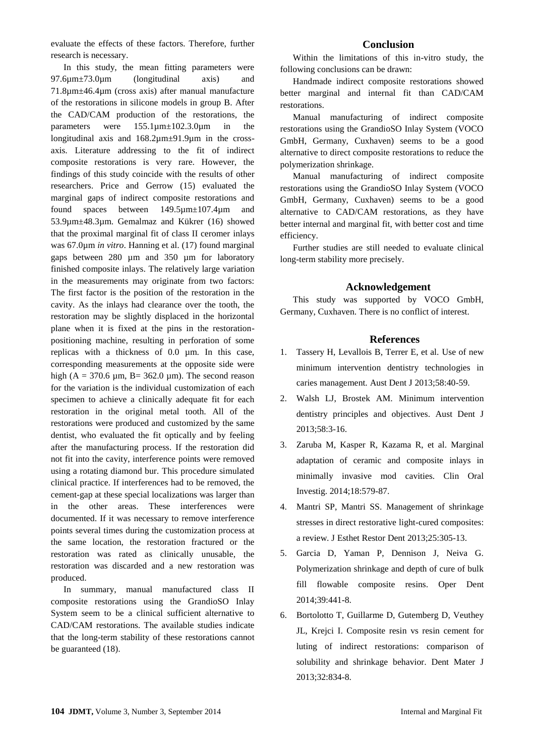evaluate the effects of these factors. Therefore, further research is necessary.

In this study, the mean fitting parameters were 97.6µm±73.0µm (longitudinal axis) and 71.8µm±46.4µm (cross axis) after manual manufacture of the restorations in silicone models in group B. After the CAD/CAM production of the restorations, the parameters were 155.1µm±102.3.0µm in the longitudinal axis and 168.2µm±91.9µm in the cross-axis. Literature addressing to the fit of indirect composite restorations is very rare. However, the findings of this study coincide with the results of other researchers. Price and Gerrow (15) evaluated the marginal gaps of indirect composite restorations and found spaces between 149.5µm±107.4µm and 53.9µm±48.3µm. Gemalmaz and Kükrer (16) showed that the proximal marginal fit of class II ceromer inlays was 67.0µm *in vitro*. Hanning et al. (17) found marginal gaps between 280 µm and 350 µm for laboratory finished composite inlays. The relatively large variation in the measurements may originate from two factors: The first factor is the position of the restoration in the cavity. As the inlays had clearance over the tooth, the restoration may be slightly displaced in the horizontal plane when it is fixed at the pins in the restoration-positioning machine, resulting in perforation of some replicas with a thickness of 0.0 µm. In this case, corresponding measurements at the opposite side were high (A = 370.6 µm, B= 362.0 µm). The second reason for the variation is the individual customization of each specimen to achieve a clinically adequate fit for each restoration in the original metal tooth. All of the restorations were produced and customized by the same dentist, who evaluated the fit optically and by feeling after the manufacturing process. If the restoration did not fit into the cavity, interference points were removed using a rotating diamond bur. This procedure simulated clinical practice. If interferences had to be removed, the cement-gap at these special localizations was larger than in the other areas. These interferences were documented. If it was necessary to remove interference points several times during the customization process at the same location, the restoration fractured or the restoration was rated as clinically unusable, the restoration was discarded and a new restoration was produced.

In summary, manual manufactured class II composite restorations using the GrandioSO Inlay System seem to be a clinical sufficient alternative to CAD/CAM restorations. The available studies indicate that the long-term stability of these restorations cannot be guaranteed (18).

## Conclusion

Within the limitations of this in-vitro study, the following conclusions can be drawn:

Handmade indirect composite restorations showed better marginal and internal fit than CAD/CAM restorations.

Manual manufacturing of indirect composite restorations using the GrandioSO Inlay System (VOCO GmbH, Germany, Cuxhaven) seems to be a good alternative to direct composite restorations to reduce the polymerization shrinkage.

Manual manufacturing of indirect composite restorations using the GrandioSO Inlay System (VOCO GmbH, Germany, Cuxhaven) seems to be a good alternative to CAD/CAM restorations, as they have better internal and marginal fit, with better cost and time efficiency.

Further studies are still needed to evaluate clinical long-term stability more precisely.

## Acknowledgement

This study was supported by VOCO GmbH, Germany, Cuxhaven. There is no conflict of interest.

## References

1. Tassery H, Levallois B, Terrer E, et al. Use of new minimum intervention dentistry technologies in caries management. Aust Dent J 2013;58:40-59.
2. Walsh LJ, Brostek AM. Minimum intervention dentistry principles and objectives. Aust Dent J 2013;58:3-16.
3. Zaruba M, Kasper R, Kazama R, et al. Marginal adaptation of ceramic and composite inlays in minimally invasive mod cavities. Clin Oral Investig. 2014;18:579-87.
4. Mantri SP, Mantri SS. Management of shrinkage stresses in direct restorative light-cured composites: a review. J Esthet Restor Dent 2013;25:305-13.
5. Garcia D, Yaman P, Dennison J, Neiva G. Polymerization shrinkage and depth of cure of bulk fill flowable composite resins. Oper Dent 2014;39:441-8.
6. Bortolotto T, Guillarme D, Gutemberg D, Veuthey JL, Krejci I. Composite resin vs resin cement for luting of indirect restorations: comparison of solubility and shrinkage behavior. Dent Mater J 2013;32:834-8.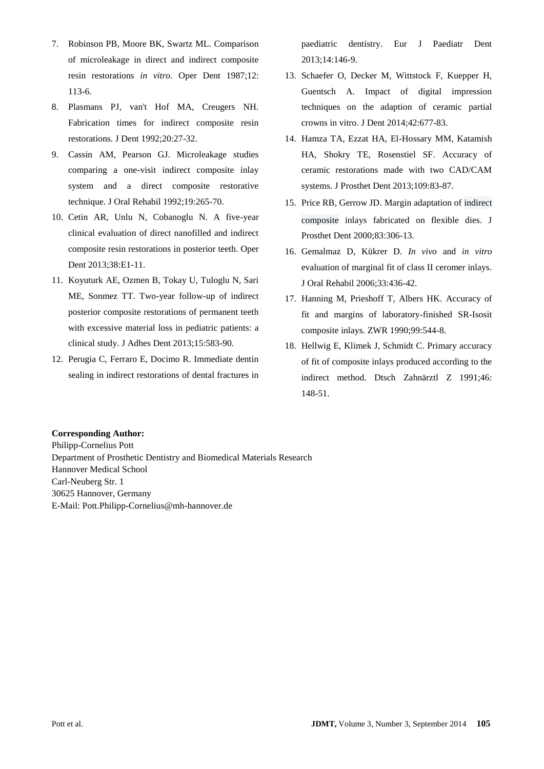7. Robinson PB, Moore BK, Swartz ML. Comparison of microleakage in direct and indirect composite resin restorations *in vitro*. Oper Dent 1987;12: 113-6.
8. Plasmans PJ, van't Hof MA, Creugers NH. Fabrication times for indirect composite resin restorations. J Dent 1992;20:27-32.
9. Cassin AM, Pearson GJ. Microleakage studies comparing a one-visit indirect composite inlay system and a direct composite restorative technique. J Oral Rehabil 1992;19:265-70.
10. Cetin AR, Unlu N, Cobanoglu N. A five-year clinical evaluation of direct nanofilled and indirect composite resin restorations in posterior teeth. Oper Dent 2013;38:E1-11.
11. Koyuturk AE, Ozmen B, Tokay U, Tuloglu N, Sari ME, Sonmez TT. Two-year follow-up of indirect posterior composite restorations of permanent teeth with excessive material loss in pediatric patients: a clinical study. J Adhes Dent 2013;15:583-90.
12. Perugia C, Ferraro E, Docimo R. Immediate dentin sealing in indirect restorations of dental fractures in paediatric dentistry. Eur J Paediatr Dent 2013;14:146-9.
13. Schaefer O, Decker M, Wittstock F, Kuepper H, Guentsch A. Impact of digital impression techniques on the adaption of ceramic partial crowns in vitro. J Dent 2014;42:677-83.
14. Hamza TA, Ezzat HA, El-Hossary MM, Katamish HA, Shokry TE, Rosenstiel SF. Accuracy of ceramic restorations made with two CAD/CAM systems. J Prosthet Dent 2013;109:83-87.
15. Price RB, Gerrow JD. Margin adaptation of indirect composite inlays fabricated on flexible dies. J Prosthet Dent 2000;83:306-13.
16. Gemalmaz D, Kükrer D. *In vivo* and *in vitro* evaluation of marginal fit of class II ceromer inlays. J Oral Rehabil 2006;33:436-42.
17. Hanning M, Prieshoff T, Albers HK. Accuracy of fit and margins of laboratory-finished SR-Isosit composite inlays. ZWR 1990;99:544-8.
18. Hellwig E, Klimek J, Schmidt C. Primary accuracy of fit of composite inlays produced according to the indirect method. Dtsch Zahnärztl Z 1991;46: 148-51.

**Corresponding Author:**
Philipp-Cornelius Pott
Department of Prosthetic Dentistry and Biomedical Materials Research
Hannover Medical School
Carl-Neuberg Str. 1
30625 Hannover, Germany
E-Mail: Pott.Philipp-Cornelius@mh-hannover.de